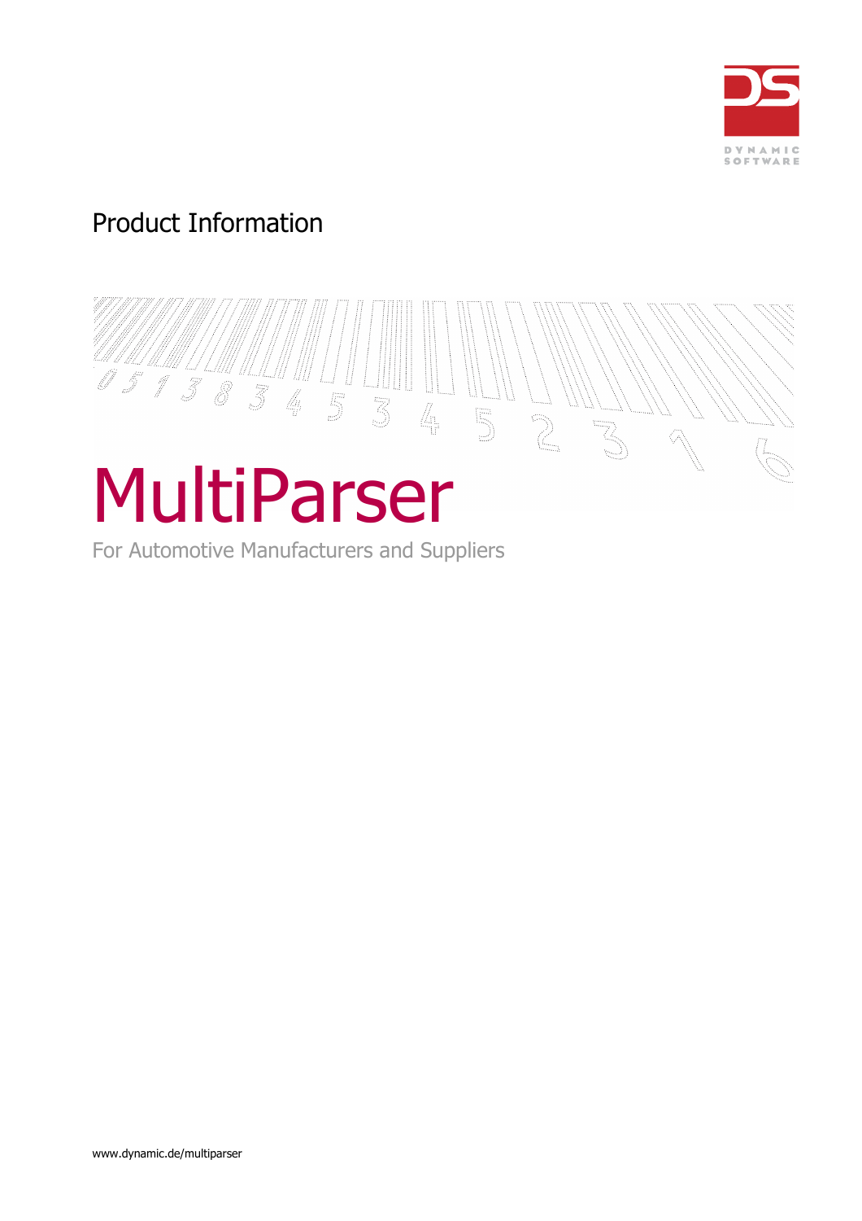DYNAMIC SOFTWARE

Product Information

# MultiParser

For Automotive Manufacturers and Suppliers

www.dynamic.de/multiparser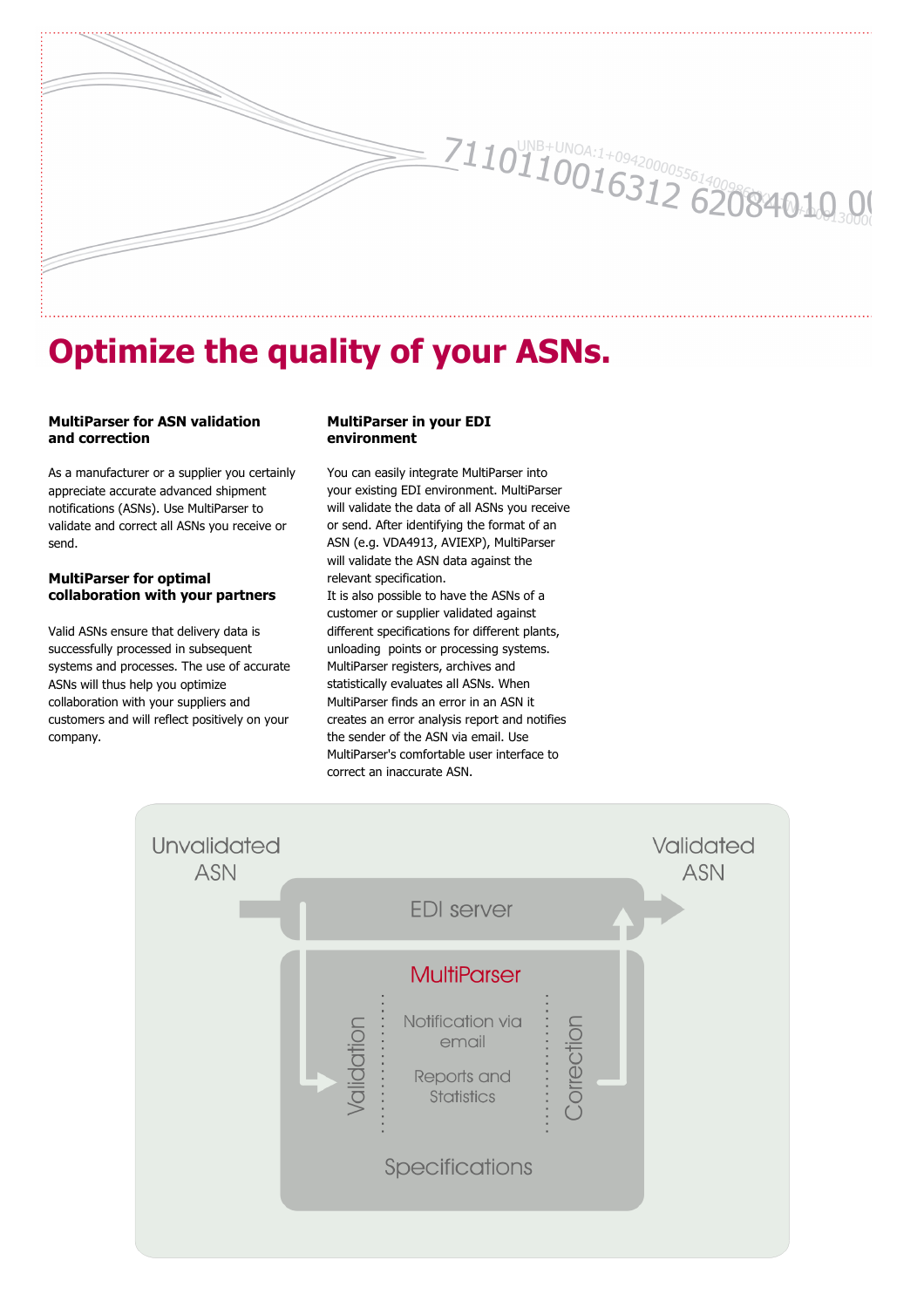# Optimize the quality of your ASNs.

### MultiParser for ASN validation and correction

As a manufacturer or a supplier you certainly appreciate accurate advanced shipment notifications (ASNs). Use MultiParser to validate and correct all ASNs you receive or send.

### MultiParser for optimal collaboration with your partners

Valid ASNs ensure that delivery data is successfully processed in subsequent systems and processes. The use of accurate ASNs will thus help you optimize collaboration with your suppliers and customers and will reflect positively on your company.

### MultiParser in your EDI environment

You can easily integrate MultiParser into your existing EDI environment. MultiParser will validate the data of all ASNs you receive or send. After identifying the format of an ASN (e.g. VDA4913, AVIEXP), MultiParser will validate the ASN data against the relevant specification.
It is also possible to have the ASNs of a customer or supplier validated against different specifications for different plants, unloading points or processing systems. MultiParser registers, archives and statistically evaluates all ASNs. When MultiParser finds an error in an ASN it creates an error analysis report and notifies the sender of the ASN via email. Use MultiParser's comfortable user interface to correct an inaccurate ASN.

Unvalidated ASN → EDI server → Validated ASN

MultiParser: Validation · Notification via email · Reports and Statistics · Correction · Specifications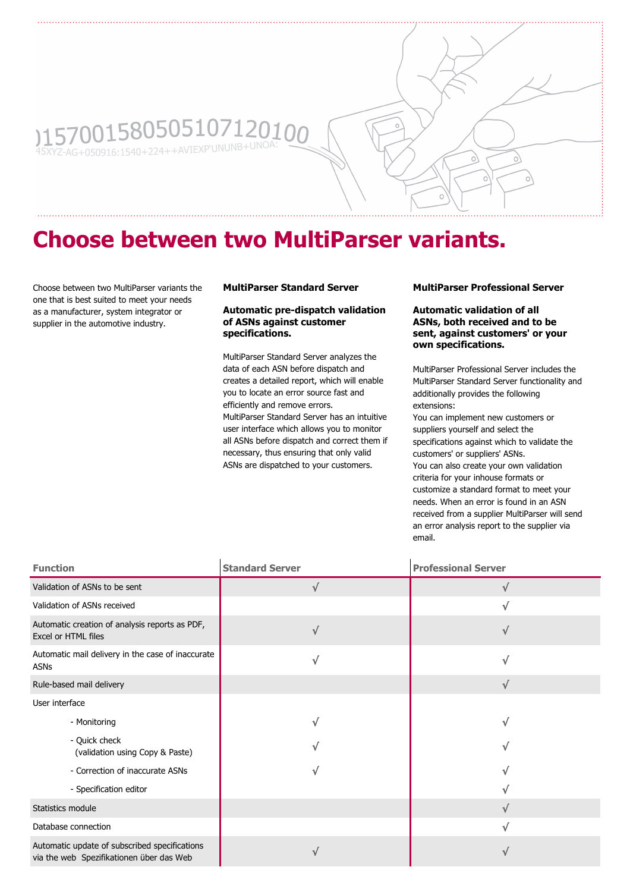# Choose between two MultiParser variants.

Choose between two MultiParser variants the one that is best suited to meet your needs as a manufacturer, system integrator or supplier in the automotive industry.

**MultiParser Standard Server**

**Automatic pre-dispatch validation of ASNs against customer specifications.**

MultiParser Standard Server analyzes the data of each ASN before dispatch and creates a detailed report, which will enable you to locate an error source fast and efficiently and remove errors.
MultiParser Standard Server has an intuitive user interface which allows you to monitor all ASNs before dispatch and correct them if necessary, thus ensuring that only valid ASNs are dispatched to your customers.

**MultiParser Professional Server**

**Automatic validation of all ASNs, both received and to be sent, against customers' or your own specifications.**

MultiParser Professional Server includes the MultiParser Standard Server functionality and additionally provides the following extensions:
You can implement new customers or suppliers yourself and select the specifications against which to validate the customers' or suppliers' ASNs.
You can also create your own validation criteria for your inhouse formats or customize a standard format to meet your needs. When an error is found in an ASN received from a supplier MultiParser will send an error analysis report to the supplier via email.

| Function | Standard Server | Professional Server |
|---|---|---|
| Validation of ASNs to be sent | √ | √ |
| Validation of ASNs received | | √ |
| Automatic creation of analysis reports as PDF, Excel or HTML files | √ | √ |
| Automatic mail delivery in the case of inaccurate ASNs | √ | √ |
| Rule-based mail delivery | | √ |
| User interface | | |
| - Monitoring | √ | √ |
| - Quick check (validation using Copy & Paste) | √ | √ |
| - Correction of inaccurate ASNs | √ | √ |
| - Specification editor | | √ |
| Statistics module | | √ |
| Database connection | | √ |
| Automatic update of subscribed specifications via the web Spezifikationen über das Web | √ | √ |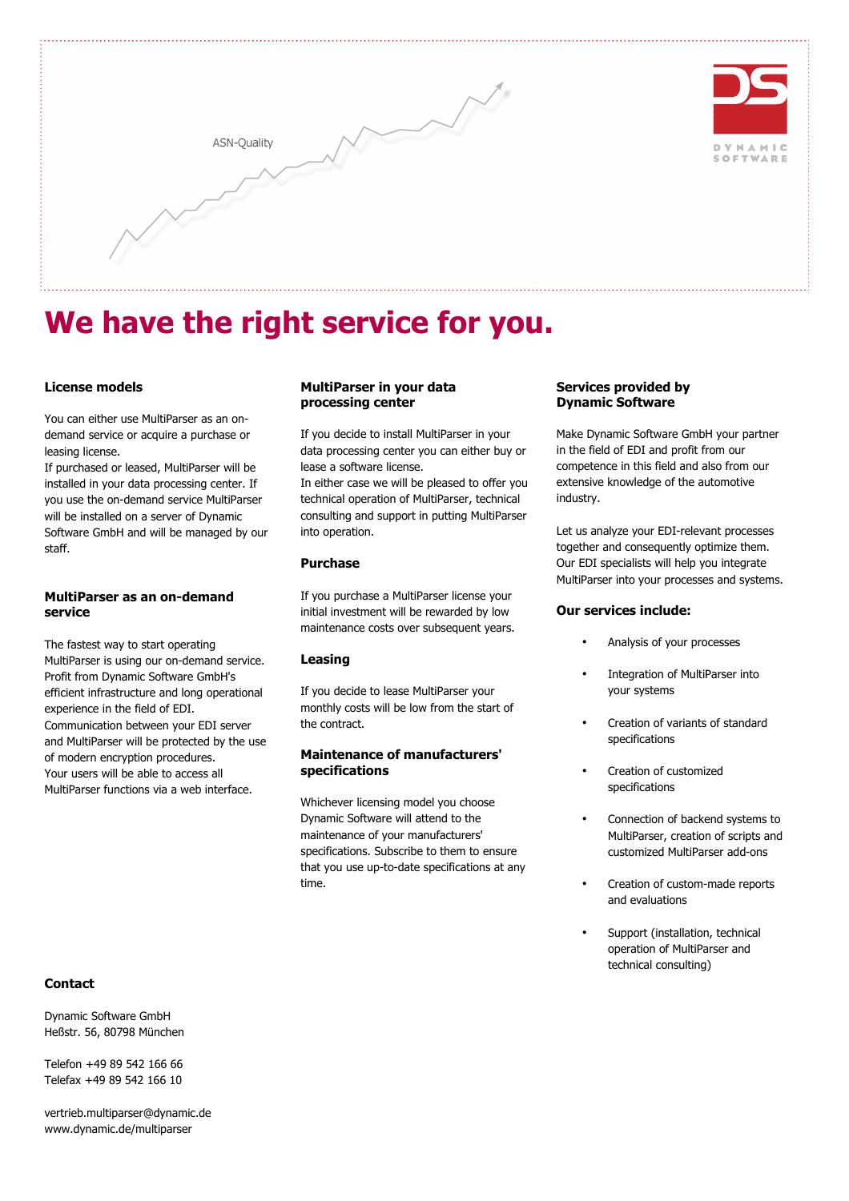ASN-Quality

DYNAMIC SOFTWARE

# We have the right service for you.

### License models

You can either use MultiParser as an on-demand service or acquire a purchase or leasing license.
If purchased or leased, MultiParser will be installed in your data processing center. If you use the on-demand service MultiParser will be installed on a server of Dynamic Software GmbH and will be managed by our staff.

### MultiParser as an on-demand service

The fastest way to start operating MultiParser is using our on-demand service. Profit from Dynamic Software GmbH's efficient infrastructure and long operational experience in the field of EDI.
Communication between your EDI server and MultiParser will be protected by the use of modern encryption procedures.
Your users will be able to access all MultiParser functions via a web interface.

### MultiParser in your data processing center

If you decide to install MultiParser in your data processing center you can either buy or lease a software license.
In either case we will be pleased to offer you technical operation of MultiParser, technical consulting and support in putting MultiParser into operation.

### Purchase

If you purchase a MultiParser license your initial investment will be rewarded by low maintenance costs over subsequent years.

### Leasing

If you decide to lease MultiParser your monthly costs will be low from the start of the contract.

### Maintenance of manufacturers' specifications

Whichever licensing model you choose Dynamic Software will attend to the maintenance of your manufacturers' specifications. Subscribe to them to ensure that you use up-to-date specifications at any time.

### Services provided by Dynamic Software

Make Dynamic Software GmbH your partner in the field of EDI and profit from our competence in this field and also from our extensive knowledge of the automotive industry.

Let us analyze your EDI-relevant processes together and consequently optimize them. Our EDI specialists will help you integrate MultiParser into your processes and systems.

### Our services include:

- Analysis of your processes
- Integration of MultiParser into your systems
- Creation of variants of standard specifications
- Creation of customized specifications
- Connection of backend systems to MultiParser, creation of scripts and customized MultiParser add-ons
- Creation of custom-made reports and evaluations
- Support (installation, technical operation of MultiParser and technical consulting)

### Contact

Dynamic Software GmbH
Heßstr. 56, 80798 München

Telefon +49 89 542 166 66
Telefax +49 89 542 166 10

vertrieb.multiparser@dynamic.de
www.dynamic.de/multiparser